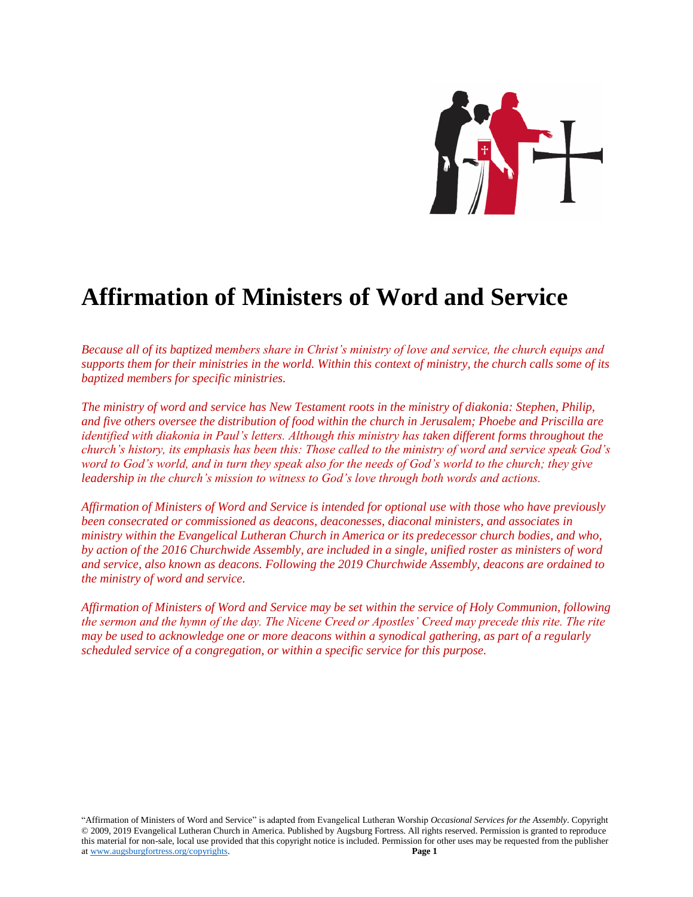# Affirmation of Ministers of Word and Service

*Because all of its baptized members share in Christ's ministry of love and service, the church equips and supports them for their ministries in the world. Within this context of ministry, the church calls some of its baptized members for specific ministries.*

*The ministry of word and service has New Testament roots in the ministry of diakonia: Stephen, Philip, and five others oversee the distribution of food within the church in Jerusalem; Phoebe and Priscilla are identified with diakonia in Paul's letters. Although this ministry has taken different forms throughout the church's history, its emphasis has been this: Those called to the ministry of word and service speak God's word to God's world, and in turn they speak also for the needs of God's world to the church; they give leadership in the church's mission to witness to God's love through both words and actions.*

*Affirmation of Ministers of Word and Service is intended for optional use with those who have previously been consecrated or commissioned as deacons, deaconesses, diaconal ministers, and associates in ministry within the Evangelical Lutheran Church in America or its predecessor church bodies, and who, by action of the 2016 Churchwide Assembly, are included in a single, unified roster as ministers of word and service, also known as deacons. Following the 2019 Churchwide Assembly, deacons are ordained to the ministry of word and service.*

*Affirmation of Ministers of Word and Service may be set within the service of Holy Communion, following the sermon and the hymn of the day. The Nicene Creed or Apostles' Creed may precede this rite. The rite may be used to acknowledge one or more deacons within a synodical gathering, as part of a regularly scheduled service of a congregation, or within a specific service for this purpose.*

"Affirmation of Ministers of Word and Service" is adapted from Evangelical Lutheran Worship *Occasional Services for the Assembly*. Copyright © 2009, 2019 Evangelical Lutheran Church in America. Published by Augsburg Fortress. All rights reserved. Permission is granted to reproduce this material for non-sale, local use provided that this copyright notice is included. Permission for other uses may be requested from the publisher at www.augsburgfortress.org/copyrights.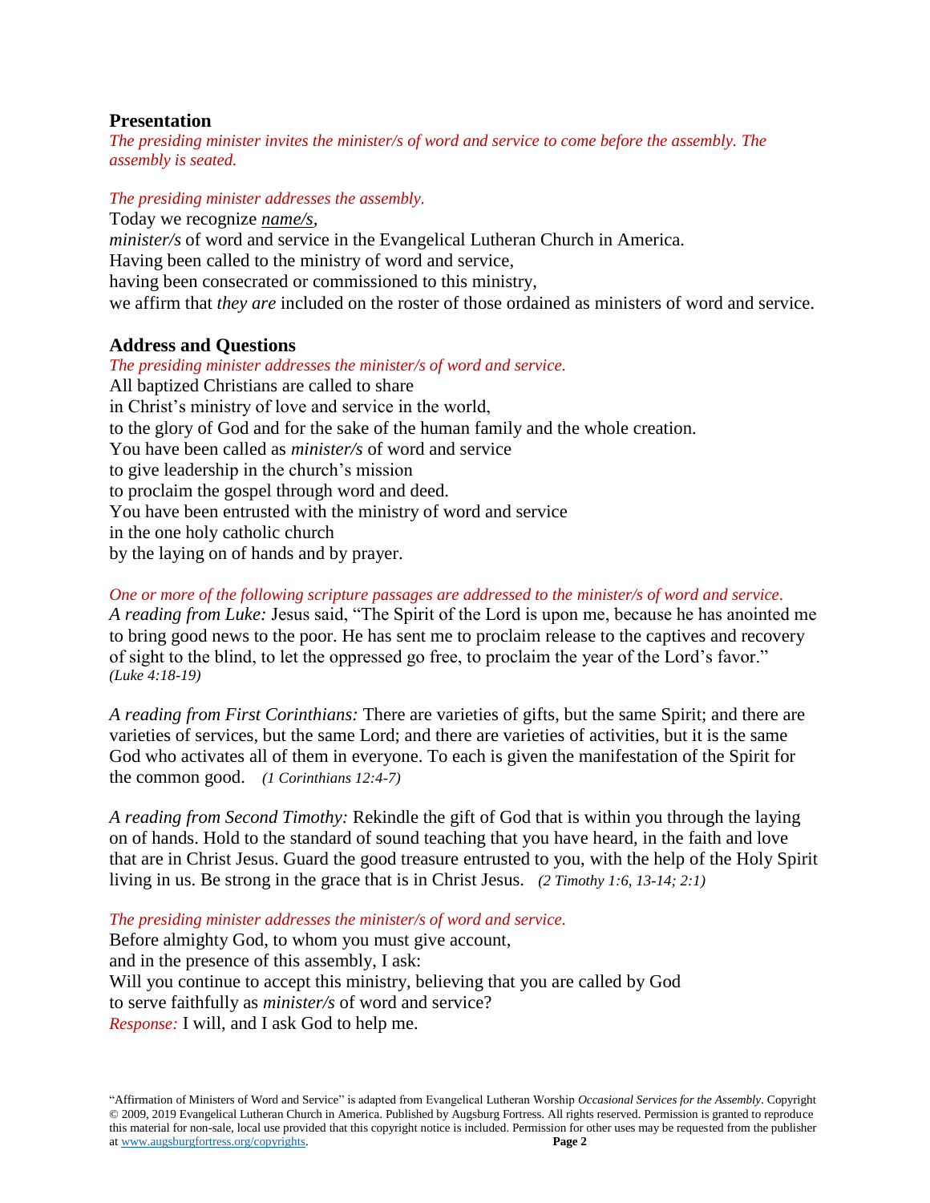## Presentation

*The presiding minister invites the minister/s of word and service to come before the assembly. The assembly is seated.*

*The presiding minister addresses the assembly.*

Today we recognize ***name/s***,
*minister/s* of word and service in the Evangelical Lutheran Church in America.
Having been called to the ministry of word and service,
having been consecrated or commissioned to this ministry,
we affirm that *they are* included on the roster of those ordained as ministers of word and service.

## Address and Questions

*The presiding minister addresses the minister/s of word and service.*

All baptized Christians are called to share
in Christ's ministry of love and service in the world,
to the glory of God and for the sake of the human family and the whole creation.
You have been called as *minister/s* of word and service
to give leadership in the church's mission
to proclaim the gospel through word and deed.
You have been entrusted with the ministry of word and service
in the one holy catholic church
by the laying on of hands and by prayer.

*One or more of the following scripture passages are addressed to the minister/s of word and service.*

*A reading from Luke:* Jesus said, "The Spirit of the Lord is upon me, because he has anointed me to bring good news to the poor. He has sent me to proclaim release to the captives and recovery of sight to the blind, to let the oppressed go free, to proclaim the year of the Lord's favor." *(Luke 4:18-19)*

*A reading from First Corinthians:* There are varieties of gifts, but the same Spirit; and there are varieties of services, but the same Lord; and there are varieties of activities, but it is the same God who activates all of them in everyone. To each is given the manifestation of the Spirit for the common good. *(1 Corinthians 12:4-7)*

*A reading from Second Timothy:* Rekindle the gift of God that is within you through the laying on of hands. Hold to the standard of sound teaching that you have heard, in the faith and love that are in Christ Jesus. Guard the good treasure entrusted to you, with the help of the Holy Spirit living in us. Be strong in the grace that is in Christ Jesus. *(2 Timothy 1:6, 13-14; 2:1)*

*The presiding minister addresses the minister/s of word and service.*

Before almighty God, to whom you must give account,
and in the presence of this assembly, I ask:
Will you continue to accept this ministry, believing that you are called by God
to serve faithfully as *minister/s* of word and service?
*Response:* I will, and I ask God to help me.

"Affirmation of Ministers of Word and Service" is adapted from Evangelical Lutheran Worship *Occasional Services for the Assembly*. Copyright © 2009, 2019 Evangelical Lutheran Church in America. Published by Augsburg Fortress. All rights reserved. Permission is granted to reproduce this material for non-sale, local use provided that this copyright notice is included. Permission for other uses may be requested from the publisher at www.augsburgfortress.org/copyrights.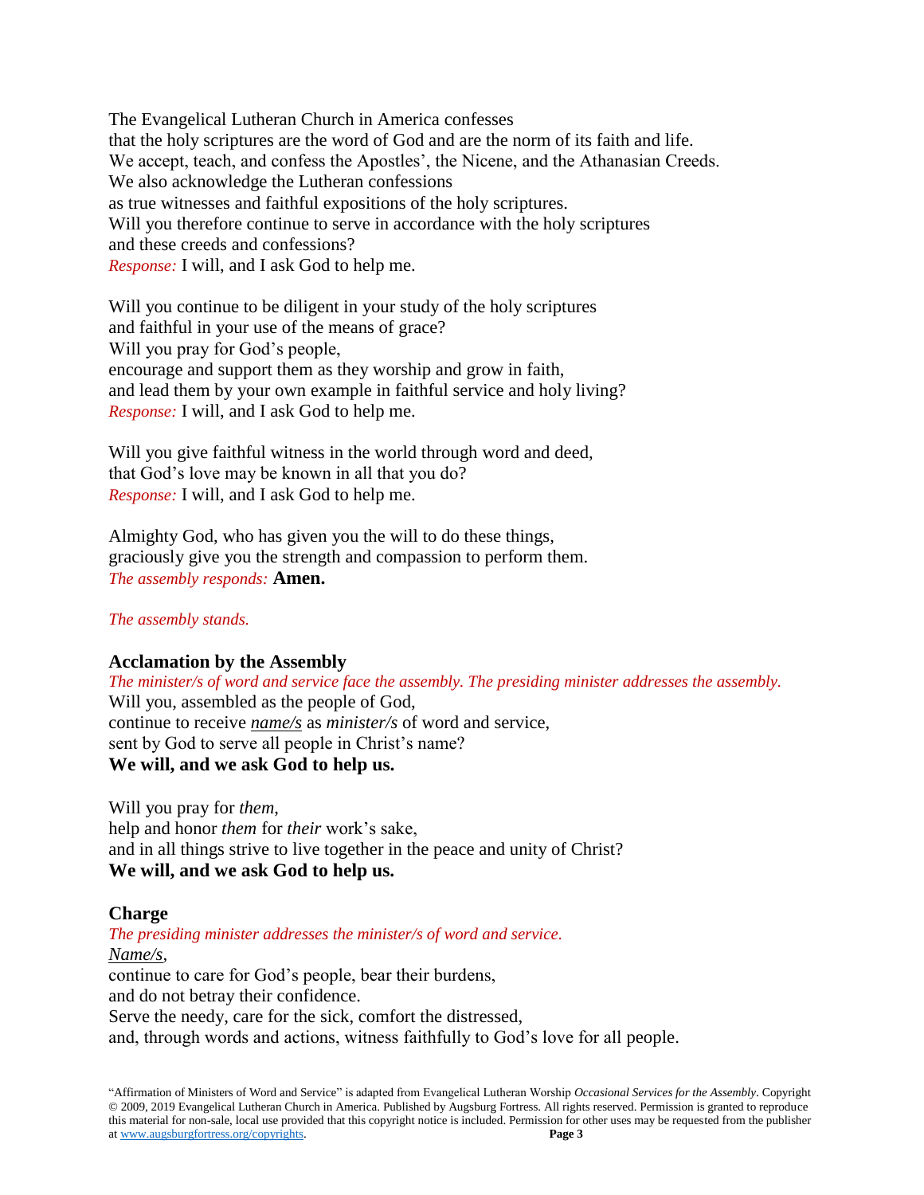The Evangelical Lutheran Church in America confesses
that the holy scriptures are the word of God and are the norm of its faith and life.
We accept, teach, and confess the Apostles', the Nicene, and the Athanasian Creeds.
We also acknowledge the Lutheran confessions
as true witnesses and faithful expositions of the holy scriptures.
Will you therefore continue to serve in accordance with the holy scriptures
and these creeds and confessions?
*Response:* I will, and I ask God to help me.

Will you continue to be diligent in your study of the holy scriptures
and faithful in your use of the means of grace?
Will you pray for God's people,
encourage and support them as they worship and grow in faith,
and lead them by your own example in faithful service and holy living?
*Response:* I will, and I ask God to help me.

Will you give faithful witness in the world through word and deed,
that God's love may be known in all that you do?
*Response:* I will, and I ask God to help me.

Almighty God, who has given you the will to do these things,
graciously give you the strength and compassion to perform them.
*The assembly responds:* **Amen.**

*The assembly stands.*

### Acclamation by the Assembly

*The minister/s of word and service face the assembly. The presiding minister addresses the assembly.*
Will you, assembled as the people of God,
continue to receive *name/s* as *minister/s* of word and service,
sent by God to serve all people in Christ's name?
**We will, and we ask God to help us.**

Will you pray for *them*,
help and honor *them* for *their* work's sake,
and in all things strive to live together in the peace and unity of Christ?
**We will, and we ask God to help us.**

### Charge

*The presiding minister addresses the minister/s of word and service.*
*Name/s*,
continue to care for God's people, bear their burdens,
and do not betray their confidence.
Serve the needy, care for the sick, comfort the distressed,
and, through words and actions, witness faithfully to God's love for all people.

"Affirmation of Ministers of Word and Service" is adapted from Evangelical Lutheran Worship *Occasional Services for the Assembly*. Copyright © 2009, 2019 Evangelical Lutheran Church in America. Published by Augsburg Fortress. All rights reserved. Permission is granted to reproduce this material for non-sale, local use provided that this copyright notice is included. Permission for other uses may be requested from the publisher at www.augsburgfortress.org/copyrights.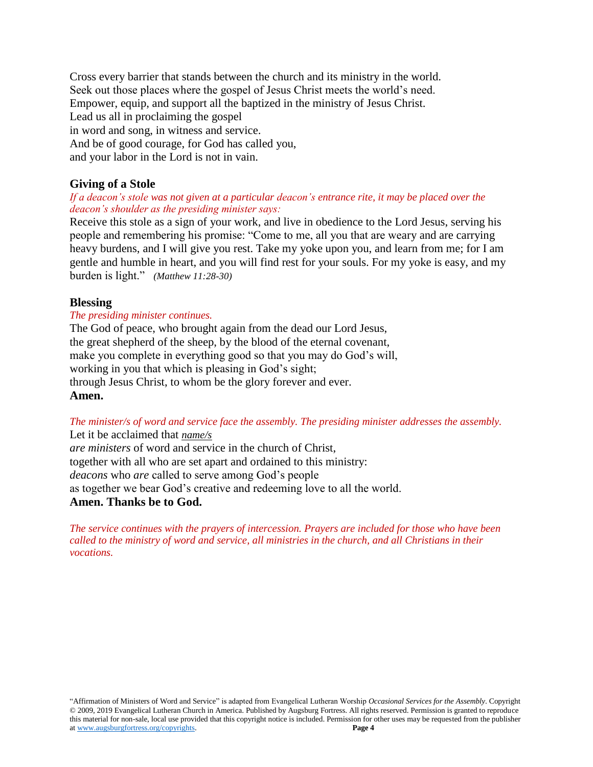Cross every barrier that stands between the church and its ministry in the world.
Seek out those places where the gospel of Jesus Christ meets the world's need.
Empower, equip, and support all the baptized in the ministry of Jesus Christ.
Lead us all in proclaiming the gospel
in word and song, in witness and service.
And be of good courage, for God has called you,
and your labor in the Lord is not in vain.

### Giving of a Stole

*If a deacon's stole was not given at a particular deacon's entrance rite, it may be placed over the deacon's shoulder as the presiding minister says:*

Receive this stole as a sign of your work, and live in obedience to the Lord Jesus, serving his people and remembering his promise: "Come to me, all you that are weary and are carrying heavy burdens, and I will give you rest. Take my yoke upon you, and learn from me; for I am gentle and humble in heart, and you will find rest for your souls. For my yoke is easy, and my burden is light." *(Matthew 11:28-30)*

### Blessing

*The presiding minister continues.*

The God of peace, who brought again from the dead our Lord Jesus,
the great shepherd of the sheep, by the blood of the eternal covenant,
make you complete in everything good so that you may do God's will,
working in you that which is pleasing in God's sight;
through Jesus Christ, to whom be the glory forever and ever.
**Amen.**

*The minister/s of word and service face the assembly. The presiding minister addresses the assembly.*

Let it be acclaimed that *name/s*
*are ministers* of word and service in the church of Christ,
together with all who are set apart and ordained to this ministry:
*deacons* who *are* called to serve among God's people
as together we bear God's creative and redeeming love to all the world.
**Amen. Thanks be to God.**

*The service continues with the prayers of intercession. Prayers are included for those who have been called to the ministry of word and service, all ministries in the church, and all Christians in their vocations.*

"Affirmation of Ministers of Word and Service" is adapted from Evangelical Lutheran Worship *Occasional Services for the Assembly*. Copyright © 2009, 2019 Evangelical Lutheran Church in America. Published by Augsburg Fortress. All rights reserved. Permission is granted to reproduce this material for non-sale, local use provided that this copyright notice is included. Permission for other uses may be requested from the publisher at www.augsburgfortress.org/copyrights.